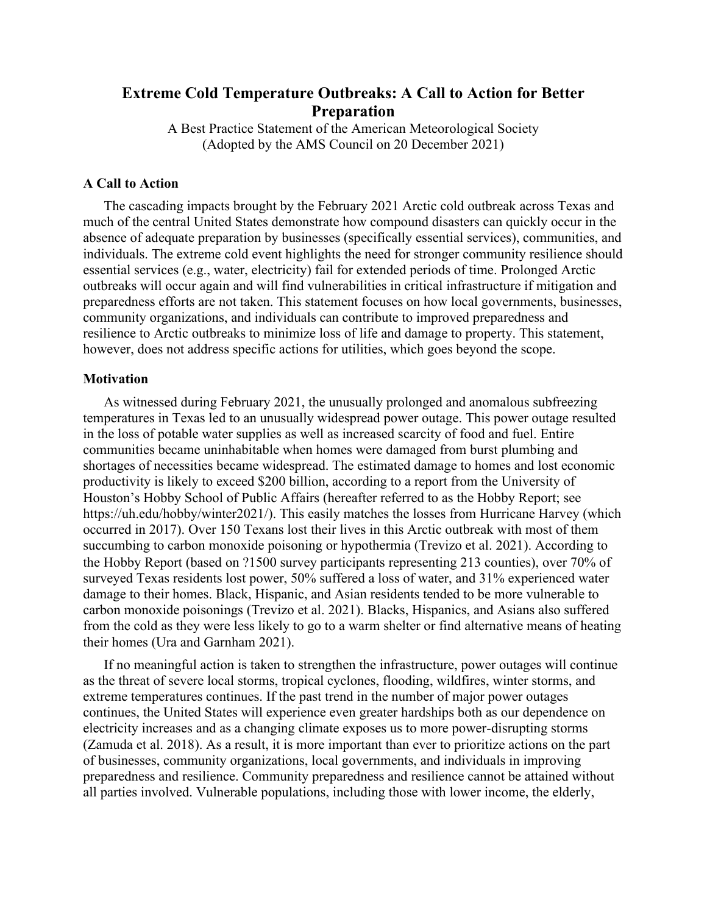# Extreme Cold Temperature Outbreaks: A Call to Action for Better Preparation

A Best Practice Statement of the American Meteorological Society
(Adopted by the AMS Council on 20 December 2021)

## A Call to Action

The cascading impacts brought by the February 2021 Arctic cold outbreak across Texas and much of the central United States demonstrate how compound disasters can quickly occur in the absence of adequate preparation by businesses (specifically essential services), communities, and individuals. The extreme cold event highlights the need for stronger community resilience should essential services (e.g., water, electricity) fail for extended periods of time. Prolonged Arctic outbreaks will occur again and will find vulnerabilities in critical infrastructure if mitigation and preparedness efforts are not taken. This statement focuses on how local governments, businesses, community organizations, and individuals can contribute to improved preparedness and resilience to Arctic outbreaks to minimize loss of life and damage to property. This statement, however, does not address specific actions for utilities, which goes beyond the scope.

## Motivation

As witnessed during February 2021, the unusually prolonged and anomalous subfreezing temperatures in Texas led to an unusually widespread power outage. This power outage resulted in the loss of potable water supplies as well as increased scarcity of food and fuel. Entire communities became uninhabitable when homes were damaged from burst plumbing and shortages of necessities became widespread. The estimated damage to homes and lost economic productivity is likely to exceed $200 billion, according to a report from the University of Houston's Hobby School of Public Affairs (hereafter referred to as the Hobby Report; see https://uh.edu/hobby/winter2021/). This easily matches the losses from Hurricane Harvey (which occurred in 2017). Over 150 Texans lost their lives in this Arctic outbreak with most of them succumbing to carbon monoxide poisoning or hypothermia (Trevizo et al. 2021). According to the Hobby Report (based on ?1500 survey participants representing 213 counties), over 70% of surveyed Texas residents lost power, 50% suffered a loss of water, and 31% experienced water damage to their homes. Black, Hispanic, and Asian residents tended to be more vulnerable to carbon monoxide poisonings (Trevizo et al. 2021). Blacks, Hispanics, and Asians also suffered from the cold as they were less likely to go to a warm shelter or find alternative means of heating their homes (Ura and Garnham 2021).

If no meaningful action is taken to strengthen the infrastructure, power outages will continue as the threat of severe local storms, tropical cyclones, flooding, wildfires, winter storms, and extreme temperatures continues. If the past trend in the number of major power outages continues, the United States will experience even greater hardships both as our dependence on electricity increases and as a changing climate exposes us to more power-disrupting storms (Zamuda et al. 2018). As a result, it is more important than ever to prioritize actions on the part of businesses, community organizations, local governments, and individuals in improving preparedness and resilience. Community preparedness and resilience cannot be attained without all parties involved. Vulnerable populations, including those with lower income, the elderly,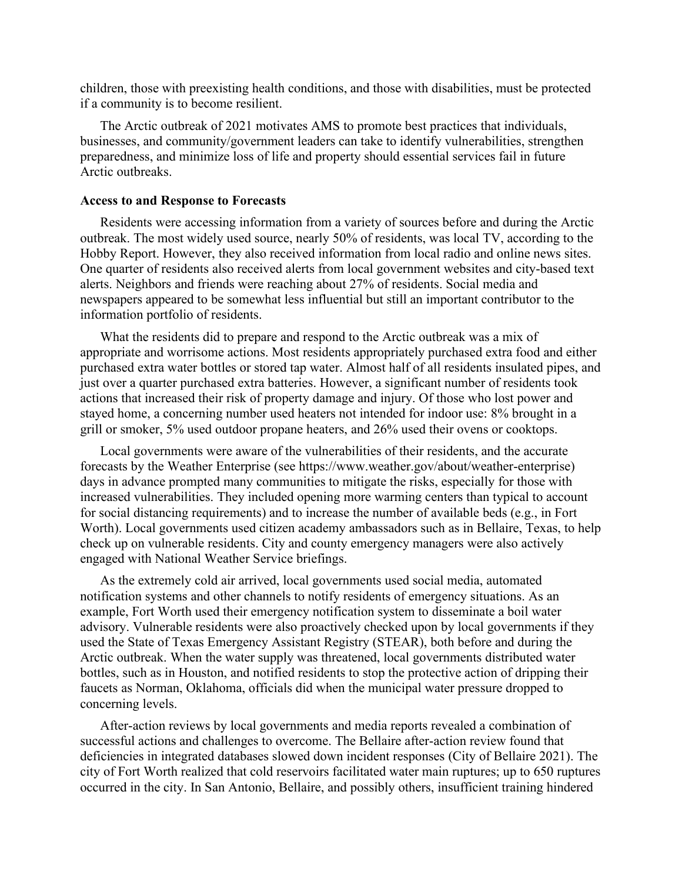children, those with preexisting health conditions, and those with disabilities, must be protected if a community is to become resilient.

The Arctic outbreak of 2021 motivates AMS to promote best practices that individuals, businesses, and community/government leaders can take to identify vulnerabilities, strengthen preparedness, and minimize loss of life and property should essential services fail in future Arctic outbreaks.

**Access to and Response to Forecasts**

Residents were accessing information from a variety of sources before and during the Arctic outbreak. The most widely used source, nearly 50% of residents, was local TV, according to the Hobby Report. However, they also received information from local radio and online news sites. One quarter of residents also received alerts from local government websites and city-based text alerts. Neighbors and friends were reaching about 27% of residents. Social media and newspapers appeared to be somewhat less influential but still an important contributor to the information portfolio of residents.

What the residents did to prepare and respond to the Arctic outbreak was a mix of appropriate and worrisome actions. Most residents appropriately purchased extra food and either purchased extra water bottles or stored tap water. Almost half of all residents insulated pipes, and just over a quarter purchased extra batteries. However, a significant number of residents took actions that increased their risk of property damage and injury. Of those who lost power and stayed home, a concerning number used heaters not intended for indoor use: 8% brought in a grill or smoker, 5% used outdoor propane heaters, and 26% used their ovens or cooktops.

Local governments were aware of the vulnerabilities of their residents, and the accurate forecasts by the Weather Enterprise (see https://www.weather.gov/about/weather-enterprise) days in advance prompted many communities to mitigate the risks, especially for those with increased vulnerabilities. They included opening more warming centers than typical to account for social distancing requirements) and to increase the number of available beds (e.g., in Fort Worth). Local governments used citizen academy ambassadors such as in Bellaire, Texas, to help check up on vulnerable residents. City and county emergency managers were also actively engaged with National Weather Service briefings.

As the extremely cold air arrived, local governments used social media, automated notification systems and other channels to notify residents of emergency situations. As an example, Fort Worth used their emergency notification system to disseminate a boil water advisory. Vulnerable residents were also proactively checked upon by local governments if they used the State of Texas Emergency Assistant Registry (STEAR), both before and during the Arctic outbreak. When the water supply was threatened, local governments distributed water bottles, such as in Houston, and notified residents to stop the protective action of dripping their faucets as Norman, Oklahoma, officials did when the municipal water pressure dropped to concerning levels.

After-action reviews by local governments and media reports revealed a combination of successful actions and challenges to overcome. The Bellaire after-action review found that deficiencies in integrated databases slowed down incident responses (City of Bellaire 2021). The city of Fort Worth realized that cold reservoirs facilitated water main ruptures; up to 650 ruptures occurred in the city. In San Antonio, Bellaire, and possibly others, insufficient training hindered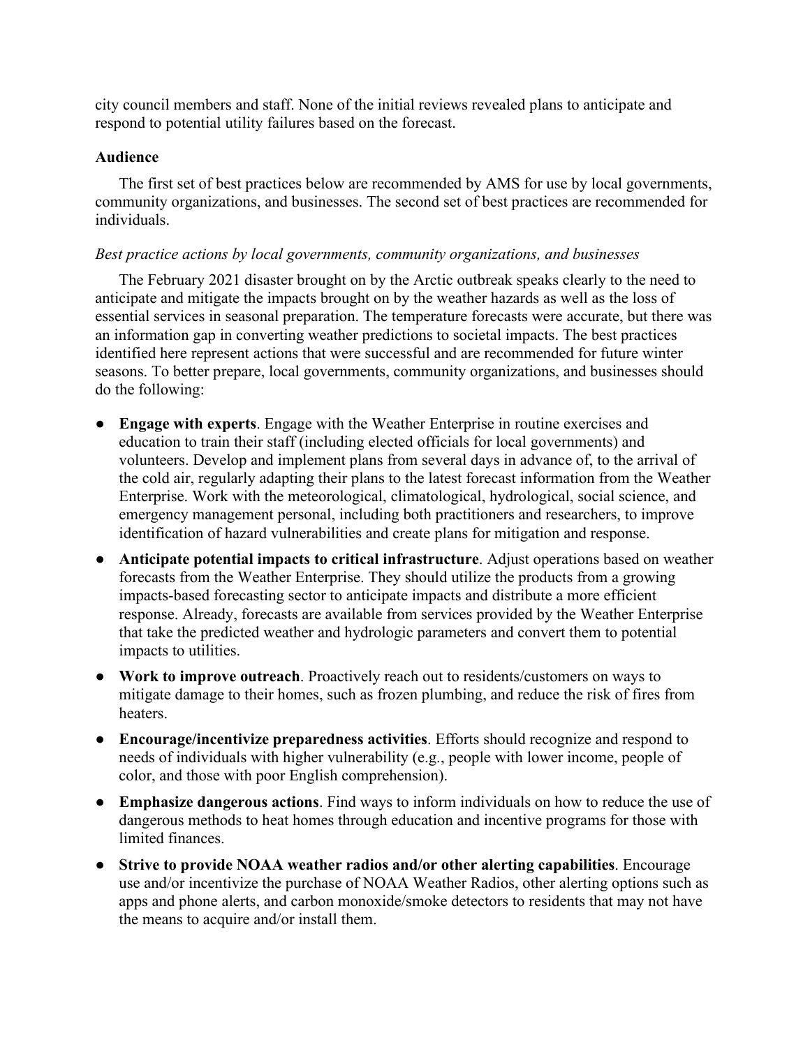city council members and staff. None of the initial reviews revealed plans to anticipate and respond to potential utility failures based on the forecast.

**Audience**

The first set of best practices below are recommended by AMS for use by local governments, community organizations, and businesses. The second set of best practices are recommended for individuals.

*Best practice actions by local governments, community organizations, and businesses*

The February 2021 disaster brought on by the Arctic outbreak speaks clearly to the need to anticipate and mitigate the impacts brought on by the weather hazards as well as the loss of essential services in seasonal preparation. The temperature forecasts were accurate, but there was an information gap in converting weather predictions to societal impacts. The best practices identified here represent actions that were successful and are recommended for future winter seasons. To better prepare, local governments, community organizations, and businesses should do the following:

- **Engage with experts**. Engage with the Weather Enterprise in routine exercises and education to train their staff (including elected officials for local governments) and volunteers. Develop and implement plans from several days in advance of, to the arrival of the cold air, regularly adapting their plans to the latest forecast information from the Weather Enterprise. Work with the meteorological, climatological, hydrological, social science, and emergency management personal, including both practitioners and researchers, to improve identification of hazard vulnerabilities and create plans for mitigation and response.
- **Anticipate potential impacts to critical infrastructure**. Adjust operations based on weather forecasts from the Weather Enterprise. They should utilize the products from a growing impacts-based forecasting sector to anticipate impacts and distribute a more efficient response. Already, forecasts are available from services provided by the Weather Enterprise that take the predicted weather and hydrologic parameters and convert them to potential impacts to utilities.
- **Work to improve outreach**. Proactively reach out to residents/customers on ways to mitigate damage to their homes, such as frozen plumbing, and reduce the risk of fires from heaters.
- **Encourage/incentivize preparedness activities**. Efforts should recognize and respond to needs of individuals with higher vulnerability (e.g., people with lower income, people of color, and those with poor English comprehension).
- **Emphasize dangerous actions**. Find ways to inform individuals on how to reduce the use of dangerous methods to heat homes through education and incentive programs for those with limited finances.
- **Strive to provide NOAA weather radios and/or other alerting capabilities**. Encourage use and/or incentivize the purchase of NOAA Weather Radios, other alerting options such as apps and phone alerts, and carbon monoxide/smoke detectors to residents that may not have the means to acquire and/or install them.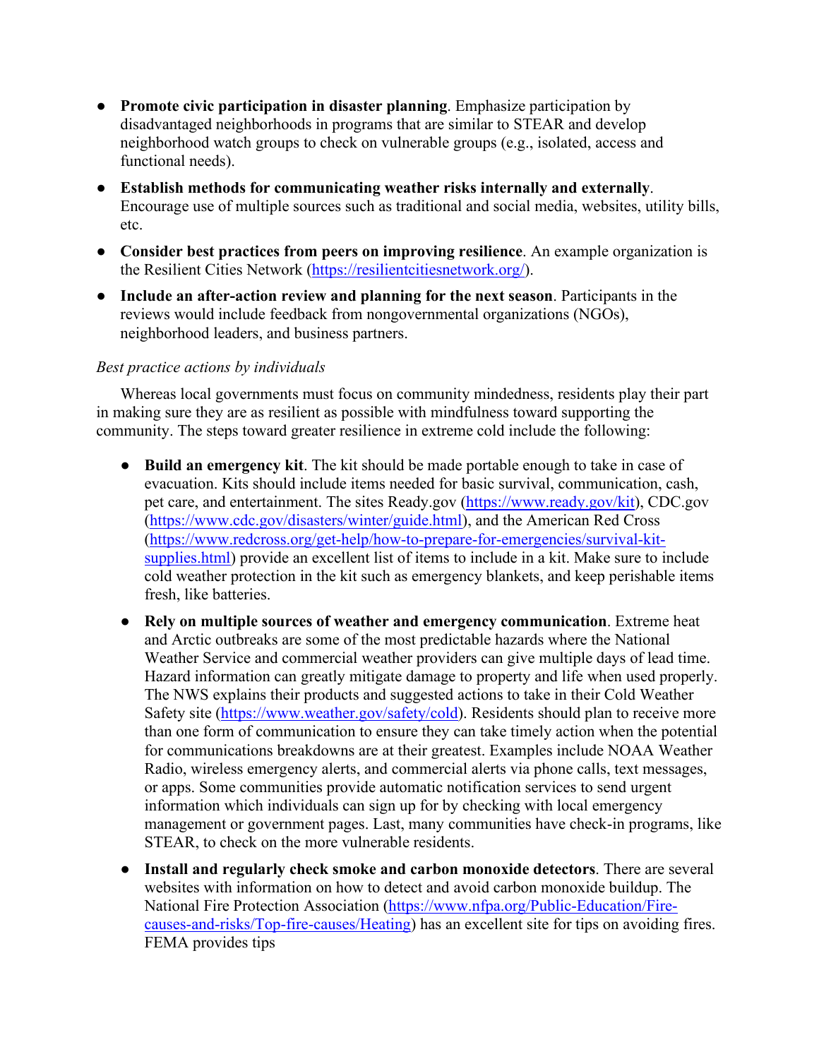- **Promote civic participation in disaster planning**. Emphasize participation by disadvantaged neighborhoods in programs that are similar to STEAR and develop neighborhood watch groups to check on vulnerable groups (e.g., isolated, access and functional needs).
- **Establish methods for communicating weather risks internally and externally**. Encourage use of multiple sources such as traditional and social media, websites, utility bills, etc.
- **Consider best practices from peers on improving resilience**. An example organization is the Resilient Cities Network (https://resilientcitiesnetwork.org/).
- **Include an after-action review and planning for the next season**. Participants in the reviews would include feedback from nongovernmental organizations (NGOs), neighborhood leaders, and business partners.

*Best practice actions by individuals*

Whereas local governments must focus on community mindedness, residents play their part in making sure they are as resilient as possible with mindfulness toward supporting the community. The steps toward greater resilience in extreme cold include the following:

- **Build an emergency kit**. The kit should be made portable enough to take in case of evacuation. Kits should include items needed for basic survival, communication, cash, pet care, and entertainment. The sites Ready.gov (https://www.ready.gov/kit), CDC.gov (https://www.cdc.gov/disasters/winter/guide.html), and the American Red Cross (https://www.redcross.org/get-help/how-to-prepare-for-emergencies/survival-kit-supplies.html) provide an excellent list of items to include in a kit. Make sure to include cold weather protection in the kit such as emergency blankets, and keep perishable items fresh, like batteries.
- **Rely on multiple sources of weather and emergency communication**. Extreme heat and Arctic outbreaks are some of the most predictable hazards where the National Weather Service and commercial weather providers can give multiple days of lead time. Hazard information can greatly mitigate damage to property and life when used properly. The NWS explains their products and suggested actions to take in their Cold Weather Safety site (https://www.weather.gov/safety/cold). Residents should plan to receive more than one form of communication to ensure they can take timely action when the potential for communications breakdowns are at their greatest. Examples include NOAA Weather Radio, wireless emergency alerts, and commercial alerts via phone calls, text messages, or apps. Some communities provide automatic notification services to send urgent information which individuals can sign up for by checking with local emergency management or government pages. Last, many communities have check-in programs, like STEAR, to check on the more vulnerable residents.
- **Install and regularly check smoke and carbon monoxide detectors**. There are several websites with information on how to detect and avoid carbon monoxide buildup. The National Fire Protection Association (https://www.nfpa.org/Public-Education/Fire-causes-and-risks/Top-fire-causes/Heating) has an excellent site for tips on avoiding fires. FEMA provides tips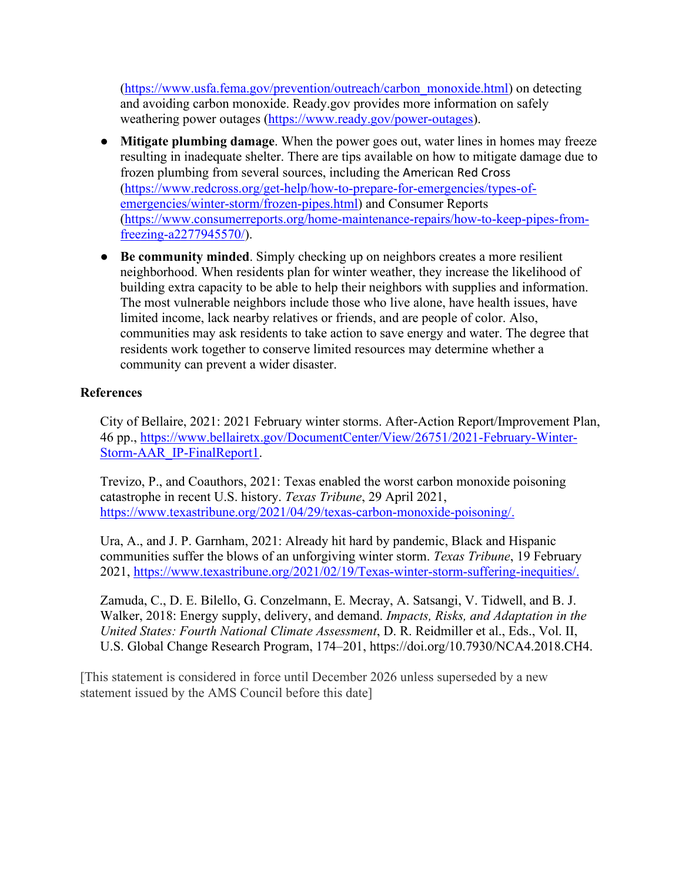(https://www.usfa.fema.gov/prevention/outreach/carbon_monoxide.html) on detecting and avoiding carbon monoxide. Ready.gov provides more information on safely weathering power outages (https://www.ready.gov/power-outages).

- **Mitigate plumbing damage**. When the power goes out, water lines in homes may freeze resulting in inadequate shelter. There are tips available on how to mitigate damage due to frozen plumbing from several sources, including the American Red Cross (https://www.redcross.org/get-help/how-to-prepare-for-emergencies/types-of-emergencies/winter-storm/frozen-pipes.html) and Consumer Reports (https://www.consumerreports.org/home-maintenance-repairs/how-to-keep-pipes-from-freezing-a2277945570/).
- **Be community minded**. Simply checking up on neighbors creates a more resilient neighborhood. When residents plan for winter weather, they increase the likelihood of building extra capacity to be able to help their neighbors with supplies and information. The most vulnerable neighbors include those who live alone, have health issues, have limited income, lack nearby relatives or friends, and are people of color. Also, communities may ask residents to take action to save energy and water. The degree that residents work together to conserve limited resources may determine whether a community can prevent a wider disaster.

**References**

City of Bellaire, 2021: 2021 February winter storms. After-Action Report/Improvement Plan, 46 pp., https://www.bellairetx.gov/DocumentCenter/View/26751/2021-February-Winter-Storm-AAR_IP-FinalReport1.

Trevizo, P., and Coauthors, 2021: Texas enabled the worst carbon monoxide poisoning catastrophe in recent U.S. history. *Texas Tribune*, 29 April 2021, https://www.texastribune.org/2021/04/29/texas-carbon-monoxide-poisoning/.

Ura, A., and J. P. Garnham, 2021: Already hit hard by pandemic, Black and Hispanic communities suffer the blows of an unforgiving winter storm. *Texas Tribune*, 19 February 2021, https://www.texastribune.org/2021/02/19/Texas-winter-storm-suffering-inequities/.

Zamuda, C., D. E. Bilello, G. Conzelmann, E. Mecray, A. Satsangi, V. Tidwell, and B. J. Walker, 2018: Energy supply, delivery, and demand. *Impacts, Risks, and Adaptation in the United States: Fourth National Climate Assessment*, D. R. Reidmiller et al., Eds., Vol. II, U.S. Global Change Research Program, 174–201, https://doi.org/10.7930/NCA4.2018.CH4.

[This statement is considered in force until December 2026 unless superseded by a new statement issued by the AMS Council before this date]